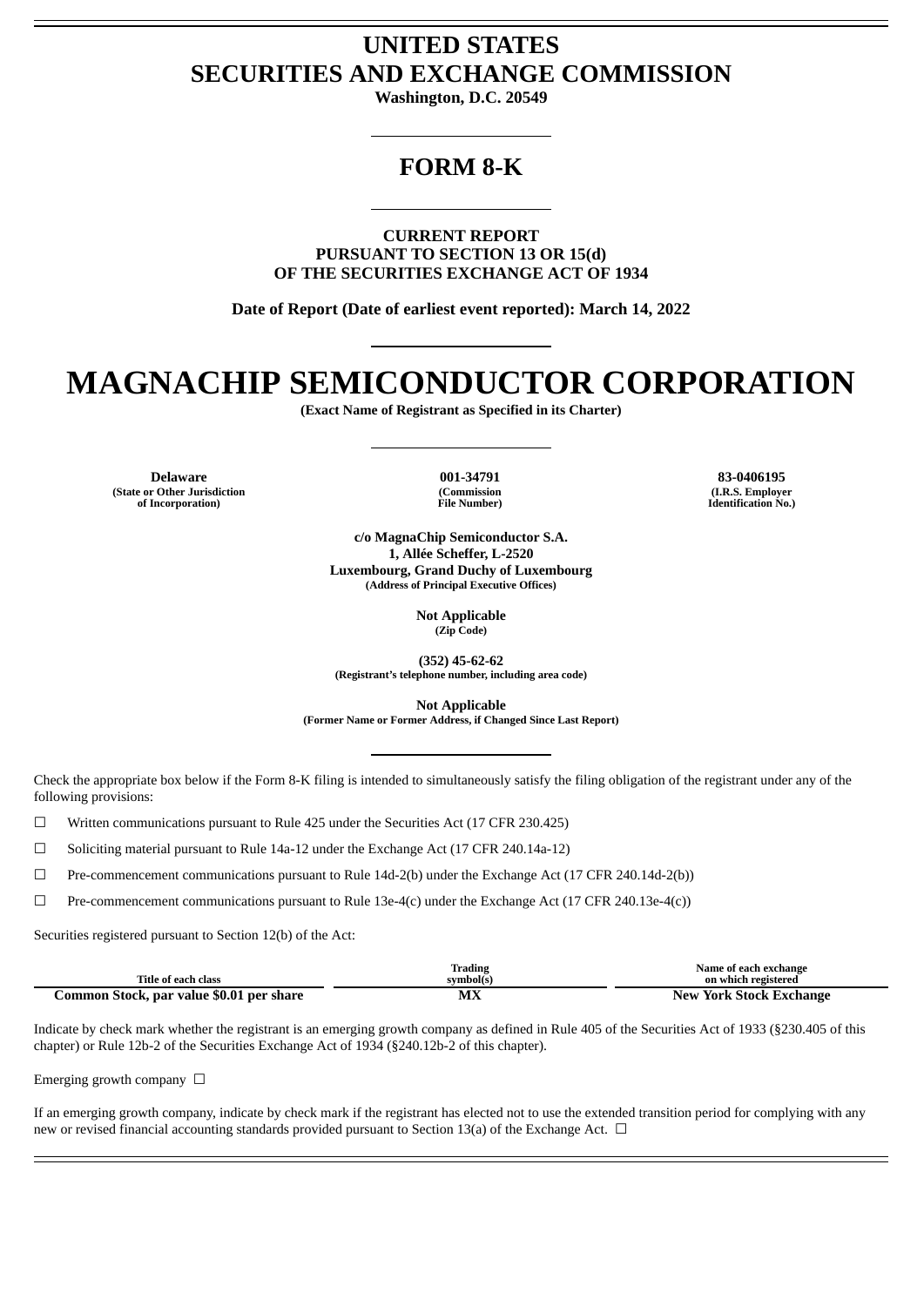# UNITED STATES
# SECURITIES AND EXCHANGE COMMISSION

**Washington, D.C. 20549**

## FORM 8-K

**CURRENT REPORT**
**PURSUANT TO SECTION 13 OR 15(d)**
**OF THE SECURITIES EXCHANGE ACT OF 1934**

**Date of Report (Date of earliest event reported): March 14, 2022**

# MAGNACHIP SEMICONDUCTOR CORPORATION

**(Exact Name of Registrant as Specified in its Charter)**

| Delaware | 001-34791 | 83-0406195 |
|---|---|---|
| (State or Other Jurisdiction of Incorporation) | (Commission File Number) | (I.R.S. Employer Identification No.) |

**c/o MagnaChip Semiconductor S.A.**
**1, Allée Scheffer, L-2520**
**Luxembourg, Grand Duchy of Luxembourg**
**(Address of Principal Executive Offices)**

**Not Applicable**
**(Zip Code)**

**(352) 45-62-62**
**(Registrant's telephone number, including area code)**

**Not Applicable**
**(Former Name or Former Address, if Changed Since Last Report)**

Check the appropriate box below if the Form 8-K filing is intended to simultaneously satisfy the filing obligation of the registrant under any of the following provisions:

☐ Written communications pursuant to Rule 425 under the Securities Act (17 CFR 230.425)

☐ Soliciting material pursuant to Rule 14a-12 under the Exchange Act (17 CFR 240.14a-12)

☐ Pre-commencement communications pursuant to Rule 14d-2(b) under the Exchange Act (17 CFR 240.14d-2(b))

☐ Pre-commencement communications pursuant to Rule 13e-4(c) under the Exchange Act (17 CFR 240.13e-4(c))

Securities registered pursuant to Section 12(b) of the Act:

| Title of each class | Trading symbol(s) | Name of each exchange on which registered |
|---|---|---|
| Common Stock, par value $0.01 per share | MX | New York Stock Exchange |

Indicate by check mark whether the registrant is an emerging growth company as defined in Rule 405 of the Securities Act of 1933 (§230.405 of this chapter) or Rule 12b-2 of the Securities Exchange Act of 1934 (§240.12b-2 of this chapter).

Emerging growth company ☐

If an emerging growth company, indicate by check mark if the registrant has elected not to use the extended transition period for complying with any new or revised financial accounting standards provided pursuant to Section 13(a) of the Exchange Act. ☐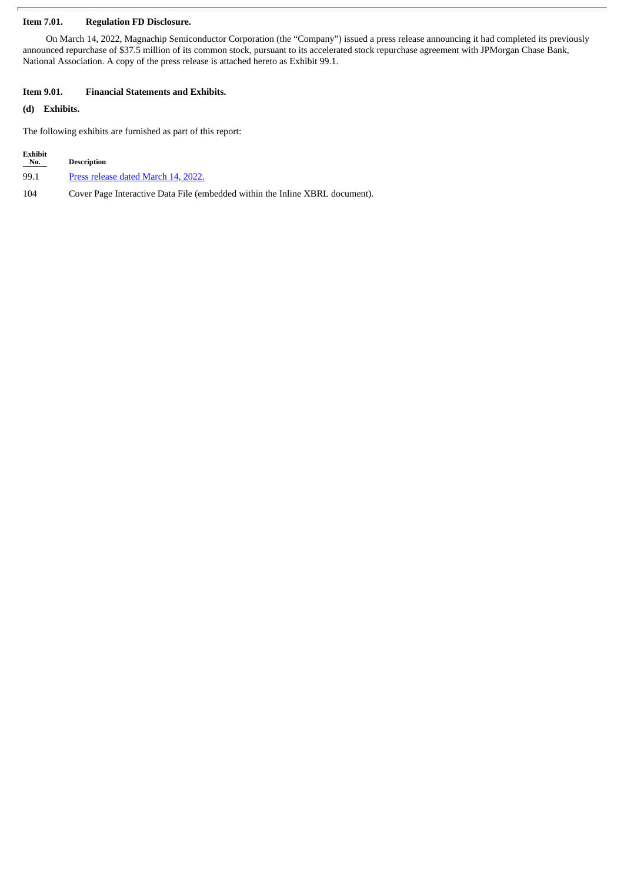**Item 7.01. Regulation FD Disclosure.**

On March 14, 2022, Magnachip Semiconductor Corporation (the "Company") issued a press release announcing it had completed its previously announced repurchase of $37.5 million of its common stock, pursuant to its accelerated stock repurchase agreement with JPMorgan Chase Bank, National Association. A copy of the press release is attached hereto as Exhibit 99.1.

**Item 9.01. Financial Statements and Exhibits.**

**(d) Exhibits.**

The following exhibits are furnished as part of this report:

| Exhibit No. | Description |
|---|---|
| 99.1 | Press release dated March 14, 2022. |
| 104 | Cover Page Interactive Data File (embedded within the Inline XBRL document). |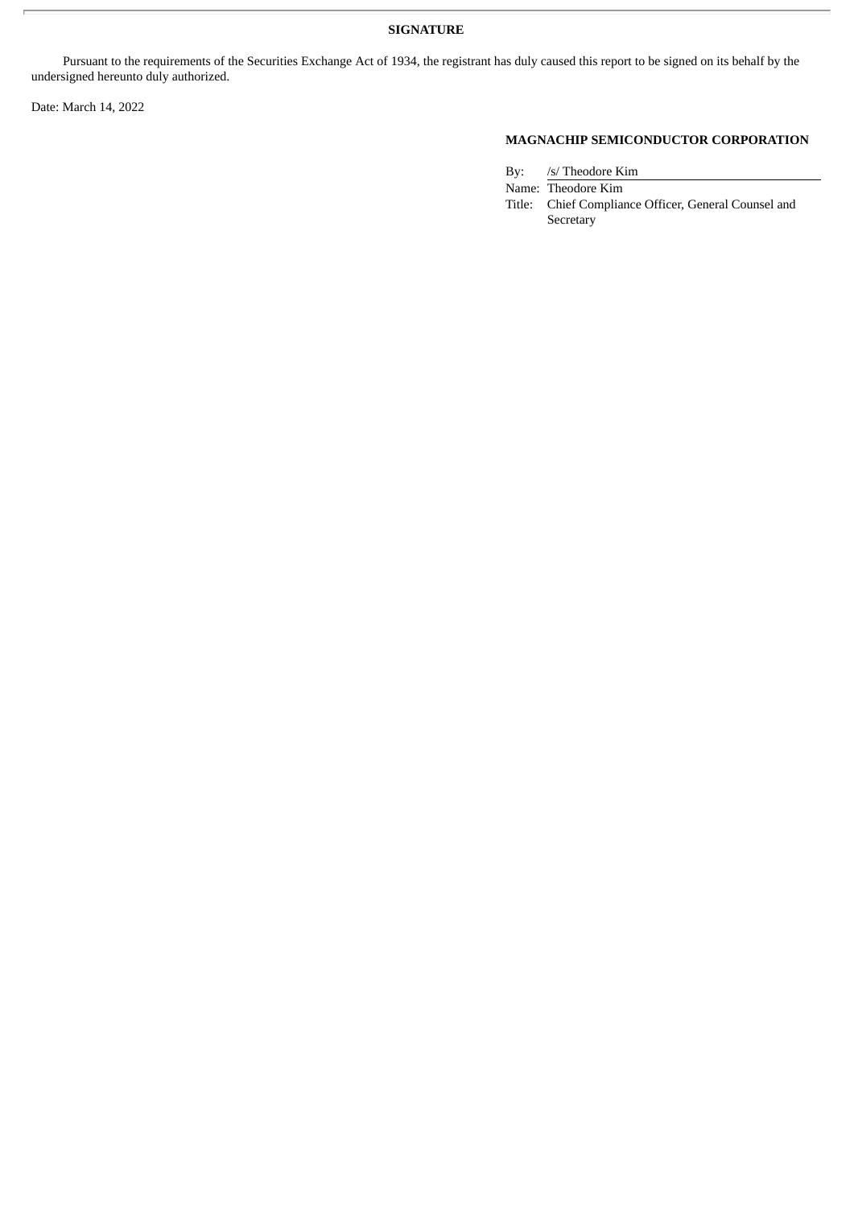**SIGNATURE**

Pursuant to the requirements of the Securities Exchange Act of 1934, the registrant has duly caused this report to be signed on its behalf by the undersigned hereunto duly authorized.

Date: March 14, 2022

**MAGNACHIP SEMICONDUCTOR CORPORATION**

By: /s/ Theodore Kim
Name: Theodore Kim
Title: Chief Compliance Officer, General Counsel and Secretary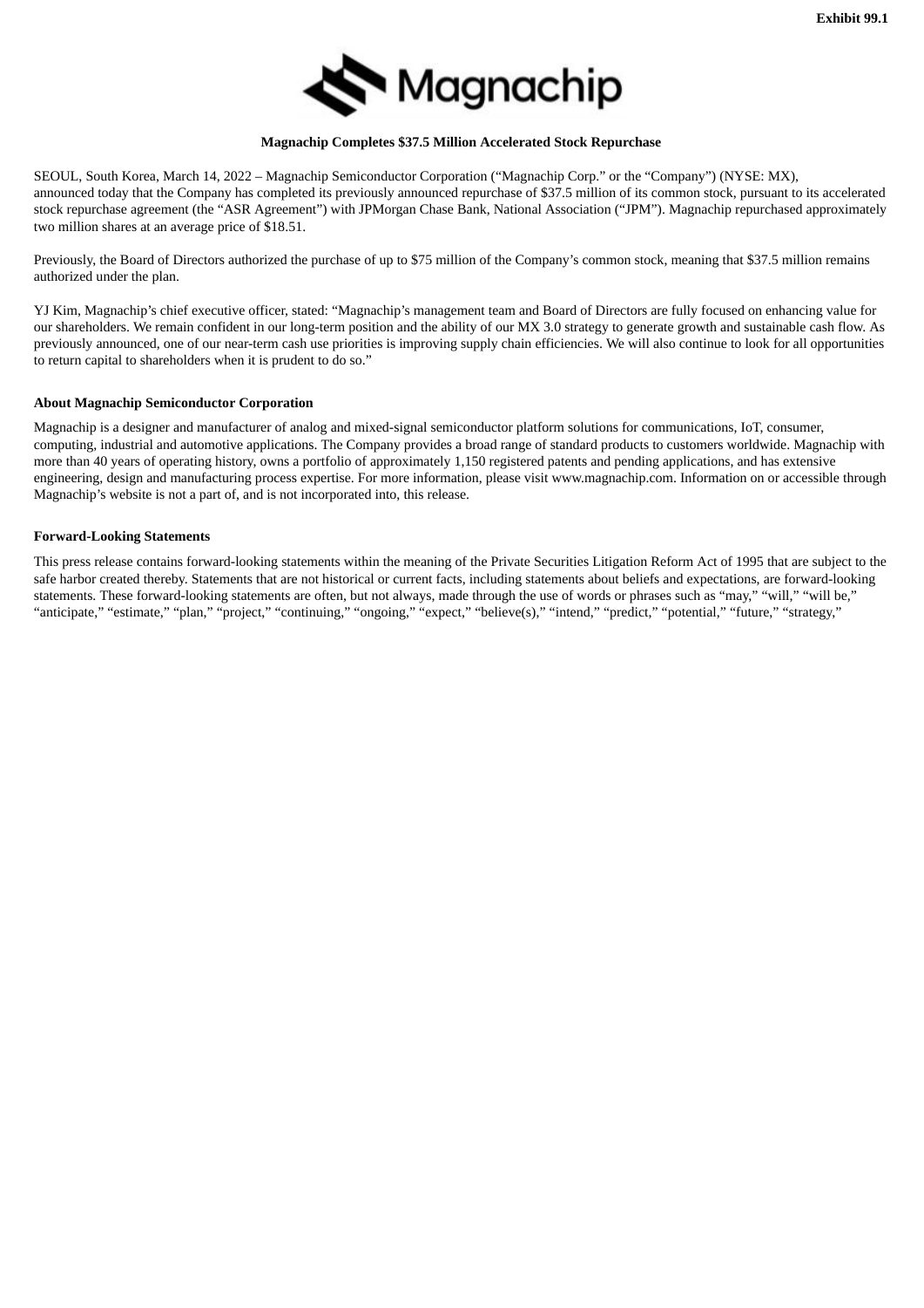Exhibit 99.1

Magnachip

**Magnachip Completes $37.5 Million Accelerated Stock Repurchase**

SEOUL, South Korea, March 14, 2022 – Magnachip Semiconductor Corporation ("Magnachip Corp." or the "Company") (NYSE: MX), announced today that the Company has completed its previously announced repurchase of $37.5 million of its common stock, pursuant to its accelerated stock repurchase agreement (the "ASR Agreement") with JPMorgan Chase Bank, National Association ("JPM"). Magnachip repurchased approximately two million shares at an average price of $18.51.

Previously, the Board of Directors authorized the purchase of up to $75 million of the Company's common stock, meaning that $37.5 million remains authorized under the plan.

YJ Kim, Magnachip's chief executive officer, stated: "Magnachip's management team and Board of Directors are fully focused on enhancing value for our shareholders. We remain confident in our long-term position and the ability of our MX 3.0 strategy to generate growth and sustainable cash flow. As previously announced, one of our near-term cash use priorities is improving supply chain efficiencies. We will also continue to look for all opportunities to return capital to shareholders when it is prudent to do so."

**About Magnachip Semiconductor Corporation**

Magnachip is a designer and manufacturer of analog and mixed-signal semiconductor platform solutions for communications, IoT, consumer, computing, industrial and automotive applications. The Company provides a broad range of standard products to customers worldwide. Magnachip with more than 40 years of operating history, owns a portfolio of approximately 1,150 registered patents and pending applications, and has extensive engineering, design and manufacturing process expertise. For more information, please visit www.magnachip.com. Information on or accessible through Magnachip's website is not a part of, and is not incorporated into, this release.

**Forward-Looking Statements**

This press release contains forward-looking statements within the meaning of the Private Securities Litigation Reform Act of 1995 that are subject to the safe harbor created thereby. Statements that are not historical or current facts, including statements about beliefs and expectations, are forward-looking statements. These forward-looking statements are often, but not always, made through the use of words or phrases such as "may," "will," "will be," "anticipate," "estimate," "plan," "project," "continuing," "ongoing," "expect," "believe(s)," "intend," "predict," "potential," "future," "strategy,"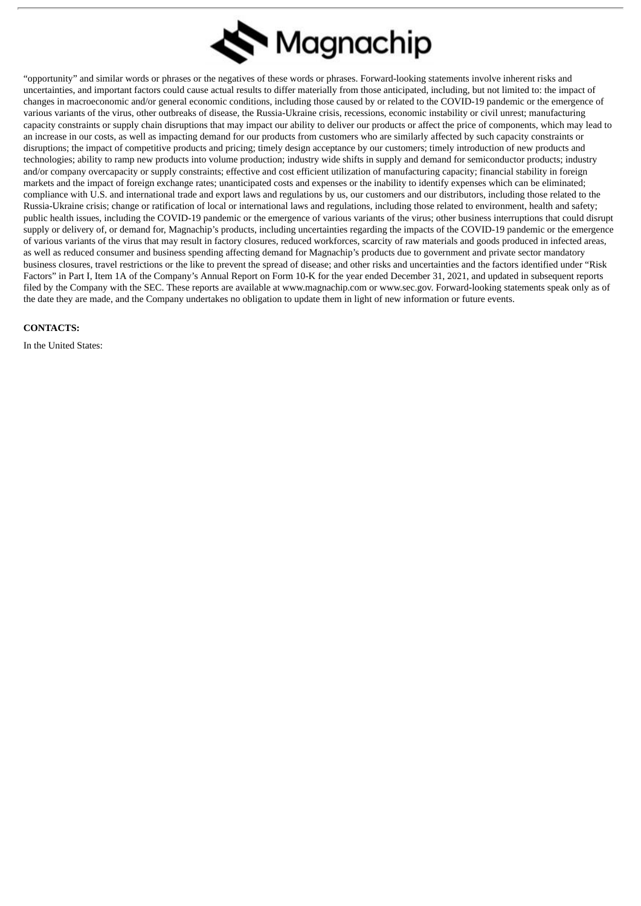"opportunity" and similar words or phrases or the negatives of these words or phrases. Forward-looking statements involve inherent risks and uncertainties, and important factors could cause actual results to differ materially from those anticipated, including, but not limited to: the impact of changes in macroeconomic and/or general economic conditions, including those caused by or related to the COVID-19 pandemic or the emergence of various variants of the virus, other outbreaks of disease, the Russia-Ukraine crisis, recessions, economic instability or civil unrest; manufacturing capacity constraints or supply chain disruptions that may impact our ability to deliver our products or affect the price of components, which may lead to an increase in our costs, as well as impacting demand for our products from customers who are similarly affected by such capacity constraints or disruptions; the impact of competitive products and pricing; timely design acceptance by our customers; timely introduction of new products and technologies; ability to ramp new products into volume production; industry wide shifts in supply and demand for semiconductor products; industry and/or company overcapacity or supply constraints; effective and cost efficient utilization of manufacturing capacity; financial stability in foreign markets and the impact of foreign exchange rates; unanticipated costs and expenses or the inability to identify expenses which can be eliminated; compliance with U.S. and international trade and export laws and regulations by us, our customers and our distributors, including those related to the Russia-Ukraine crisis; change or ratification of local or international laws and regulations, including those related to environment, health and safety; public health issues, including the COVID-19 pandemic or the emergence of various variants of the virus; other business interruptions that could disrupt supply or delivery of, or demand for, Magnachip's products, including uncertainties regarding the impacts of the COVID-19 pandemic or the emergence of various variants of the virus that may result in factory closures, reduced workforces, scarcity of raw materials and goods produced in infected areas, as well as reduced consumer and business spending affecting demand for Magnachip's products due to government and private sector mandatory business closures, travel restrictions or the like to prevent the spread of disease; and other risks and uncertainties and the factors identified under "Risk Factors" in Part I, Item 1A of the Company's Annual Report on Form 10-K for the year ended December 31, 2021, and updated in subsequent reports filed by the Company with the SEC. These reports are available at www.magnachip.com or www.sec.gov. Forward-looking statements speak only as of the date they are made, and the Company undertakes no obligation to update them in light of new information or future events.

**CONTACTS:**

In the United States: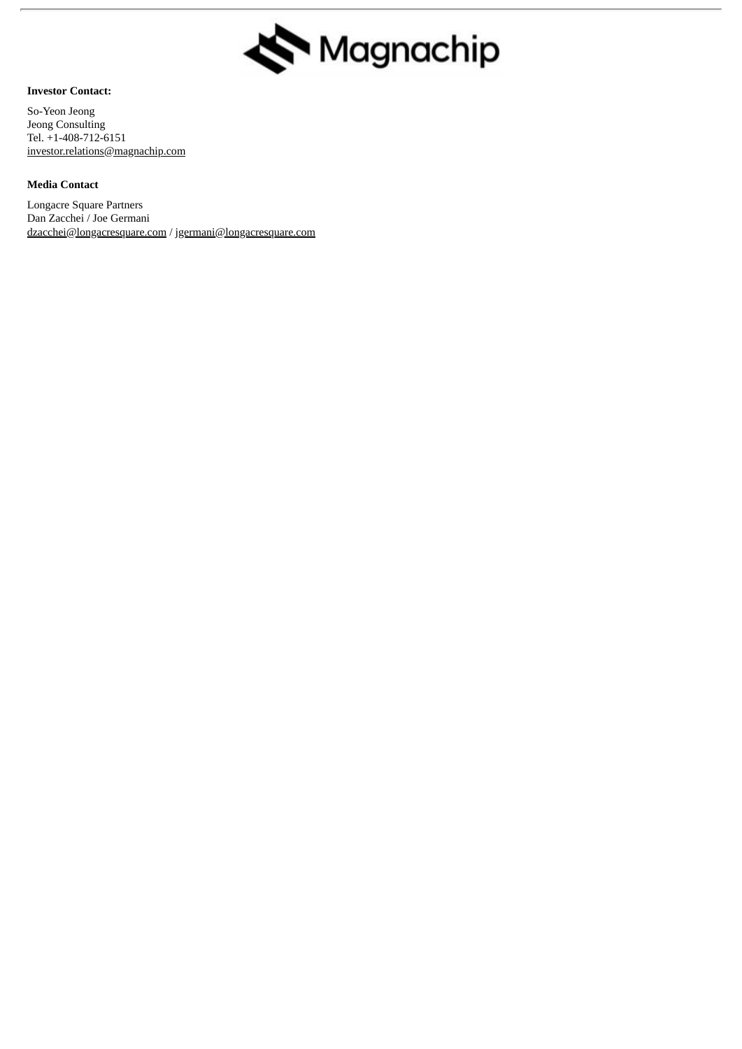**Investor Contact:**

So-Yeon Jeong
Jeong Consulting
Tel. +1-408-712-6151
investor.relations@magnachip.com

**Media Contact**

Longacre Square Partners
Dan Zacchei / Joe Germani
dzacchei@longacresquare.com / jgermani@longacresquare.com